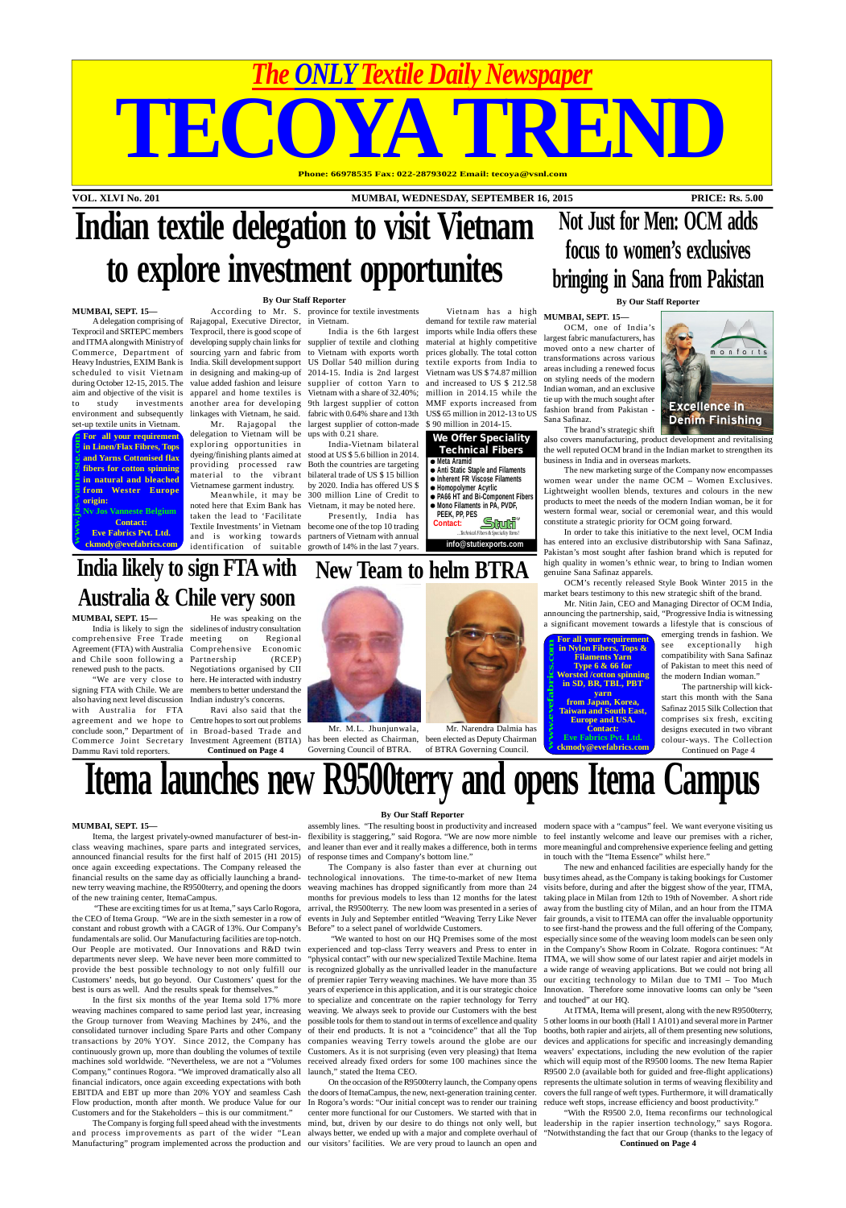*The ONLY Textile Daily Newspaper*

# TECOYA TREND

Phone: 66978535 Fax: 022-28793022 Email: tecoya@vsnl.com

VOL. XLVI No. 201 — MUMBAI, WEDNESDAY, SEPTEMBER 16, 2015 — PRICE: Rs. 5.00

# Indian textile delegation to visit Vietnam to explore investment opportunites

By Our Staff Reporter

**MUMBAI, SEPT. 15—**

A delegation comprising of Texprocil and SRTEPC members and ITMA along with Ministry of Commerce, Department of Heavy Industries, EXIM Bank is scheduled to visit Vietnam during October 12-15, 2015. The aim and objective of the visit is to study investments environment and subsequently set-up textile units in Vietnam.

According to Mr. S. Rajagopal, Executive Director, Texprocil, there is good scope of developing supply chain links for sourcing yarn and fabric from India. Skill development support in designing and making-up of value added fashion and leisure apparel and home textiles is another area for developing linkages with Vietnam, he said.

Mr. Rajagopal the delegation to Vietnam will be exploring opportunities in dyeing/finishing plants aimed at providing processed raw material to the Vietnamese garment industry.

Meanwhile, it may be noted here that Exim Bank has taken the lead to 'Facilitate Textile Investments' in Vietnam and is working towards identification of suitable province for textile investments in Vietnam.

India is the 6th largest supplier of textile and clothing to Vietnam with exports worth US Dollar 540 million during 2014-15. India is 2nd largest supplier of cotton Yarn to Vietnam with a share of 32.40%; 9th largest supplier of cotton fabric with 0.64% share and 13th largest supplier of cotton-made ups with 0.21 share.

India-Vietnam bilateral stood at US $ 5.6 billion in 2014. Both the countries are targeting bilateral trade of US $ 15 billion by 2020. India has offered US $ 300 million Line of Credit to Vietnam, it may be noted here.

Presently, India has become one of the top 10 trading partners of Vietnam with annual growth of 14% in the last 7 years.

Vietnam has a high demand for textile raw material imports while India offers these material at highly competitive prices globally. The total cotton textile exports from India to Vietnam was US $ 74.87 million in 2012-13 and increased to US $ 212.58 million in 2014.15 while the MMF exports increased from US$ 65 million in 2012-13 to US $ 90 million in 2014-15.

> **For all your requirement in Linen/Flax Fibres, Tops and Yarns Cottonised flax fibers for cotton spinning in natural and bleached from Wester Europe origin:**
> **Nv Jos Vanneste Belgium**
> **Contact:**
> **Eve Fabrics Pvt. Ltd.**
> **ckmody@evefabrics.com**
> www.jos-vanneste.com

> **We Offer Speciality Technical Fibers**
> - Meta Aramid
> - Anti Static Staple and Filaments
> - Inherent FR Viscose Filaments
> - Homopolymer Acrylic
> - PA66 HT and Bi-Component Fibers
> - Mono Filaments in PA, PVDF, PEEK, PP, PES
>
> Contact: Stuti — Technical Fibers & Speciality Yarns
> info@stutiexports.com

# Not Just for Men: OCM adds focus to women's exclusives bringing in Sana from Pakistan

By Our Staff Reporter

**MUMBAI, SEPT. 15—**

OCM, one of India's largest fabric manufacturers, has moved onto a new charter of transformations across various areas including a renewed focus on styling needs of the modern Indian woman, and an exclusive tie up with the much sought after fashion brand from Pakistan - Sana Safinaz.

The brand's strategic shift also covers manufacturing, product development and revitalising the well reputed OCM brand in the Indian market to strengthen its business in India and in overseas markets.

The new marketing surge of the Company now encompasses women wear under the name OCM – Women Exclusives. Lightweight woollen blends, textures and colours in the new products to meet the needs of the modern Indian woman, be it for western formal wear, social or ceremonial wear, and this would constitute a strategic priority for OCM going forward.

In order to take this initiative to the next level, OCM India has entered into an exclusive distributorship with Sana Safinaz, Pakistan's most sought after fashion brand which is reputed for high quality in women's ethnic wear, to bring to Indian women genuine Sana Safinaz apparels.

OCM's recently released Style Book Winter 2015 in the market bears testimony to this new strategic shift of the brand.

Mr. Nitin Jain, CEO and Managing Director of OCM India, announcing the partnership, said, "Progressive India is witnessing a significant movement towards a lifestyle that is conscious of emerging trends in fashion. We see exceptionally high compatibility with Sana Safinaz of Pakistan to meet this need of the modern Indian woman."

The partnership will kick-start this month with the Sana Safinaz 2015 Silk Collection that comprises six fresh, exciting designs executed in two vibrant colour-ways. The Collection

Continued on Page 4

> monforts — Excellence in Denim Finishing

> **For all your requirement in Nylon Fibers, Tops & Filaments Yarn Type 6 & 66 for Worsted /cotton spinning in SD, BR, TBL, PBT yarn from Japan, Korea, Taiwan and South East, Europe and USA.**
> **Contact:**
> **Eve Fabrics Pvt. Ltd.**
> **ckmody@evefabrics.com**
> www.evefabrics.com

# India likely to sign FTA with Australia & Chile very soon

**MUMBAI, SEPT. 15—**

India is likely to sign the comprehensive Free Trade Agreement (FTA) with Australia and Chile soon following a renewed push to the pacts.

"We are very close to signing FTA with Chile. We are also having next level discussion with Australia for FTA agreement and we hope to conclude soon," Department of Commerce Joint Secretary Dammu Ravi told reporters.

He was speaking on the sidelines of industry consultation meeting on Regional Comprehensive Economic Partnership (RCEP) Negotiations organised by CII here. He interacted with industry members to better understand the Indian industry's concerns.

Ravi also said that the Centre hopes to sort out problems in Broad-based Trade and Investment Agreement (BTIA)

Continued on Page 4

# New Team to helm BTRA

Mr. M.L. Jhunjunwala, has been elected as Chairman, Governing Council of BTRA.

Mr. Narendra Dalmia has been elected as Deputy Chairman of BTRA Governing Council.

# Itema launches new R9500terry and opens Itema Campus

By Our Staff Reporter

**MUMBAI, SEPT. 15—**

Itema, the largest privately-owned manufacturer of best-in-class weaving machines, spare parts and integrated services, announced financial results for the first half of 2015 (H1 2015) once again exceeding expectations. The Company released the financial results on the same day as officially launching a brand-new terry weaving machine, the R9500terry, and opening the doors of the new training center, ItemaCampus.

"These are exciting times for us at Itema," says Carlo Rogora, the CEO of Itema Group. "We are in the sixth semester in a row of constant and robust growth with a CAGR of 13%. Our Company's fundamentals are solid. Our Manufacturing facilities are top-notch. Our People are motivated. Our Innovations and R&D twin departments never sleep. We have never been more committed to provide the best possible technology to not only fulfill our Customers' needs, but go beyond. Our Customers' quest for the best is ours as well. And the results speak for themselves."

In the first six months of the year Itema sold 17% more weaving machines compared to same period last year, increasing the Group turnover from Weaving Machines by 24%, and the consolidated turnover including Spare Parts and other Company transactions by 20% YOY. Since 2012, the Company has continuously grown up, more than doubling the volumes of textile machines sold worldwide. "Nevertheless, we are not a "Volumes Company," continues Rogora. "We improved dramatically also all financial indicators, once again exceeding expectations with both EBITDA and EBT up more than 20% YOY and seamless Cash Flow production, month after month. We produce Value for our Customers and for the Stakeholders – this is our commitment."

The Company is forging full speed ahead with the investments and process improvements as part of the wider "Lean Manufacturing" program implemented across the production and assembly lines. "The resulting boost in productivity and increased flexibility is staggering," said Rogora. "We are now more nimble and leaner than ever and it really makes a difference, both in terms of response times and Company's bottom line."

The Company is also faster than ever at churning out technological innovations. The time-to-market of new Itema weaving machines has dropped significantly from more than 24 months for previous models to less than 12 months for the latest arrival, the R9500terry. The new loom was presented in a series of events in July and September entitled "Weaving Terry Like Never Before" to a select panel of worldwide Customers.

"We wanted to host on our HQ Premises some of the most experienced and top-class Terry weavers and Press to enter in "physical contact" with our new specialized Textile Machine. Itema is recognized globally as the unrivalled leader in the manufacture of premier rapier Terry weaving machines. We have more than 35 years of experience in this application, and it is our strategic choice to specialize and concentrate on the rapier technology for Terry weaving. We always seek to provide our Customers with the best possible tools for them to stand out in terms of excellence and quality of their end products. It is not a "coincidence" that all the Top companies weaving Terry towels around the globe are our Customers. As it is not surprising (even very pleasing) that Itema received already fixed orders for some 100 machines since the launch," stated the Itema CEO.

On the occasion of the R9500terry launch, the Company opens the doors of ItemaCampus, the new, next-generation training center. In Rogora's words: "Our initial concept was to render our training center more functional for our Customers. We started with that in mind, but, driven by our desire to do things not only well, but always better, we ended up with a major and complete overhaul of our visitors' facilities. We are very proud to launch an open and modern space with a "campus" feel. We want everyone visiting us to feel instantly welcome and leave our premises with a richer, more meaningful and comprehensive experience feeling and getting in touch with the "Itema Essence" whilst here."

The new and enhanced facilities are especially handy for the busy times ahead, as the Company is taking bookings for Customer visits before, during and after the biggest show of the year, ITMA, taking place in Milan from 12th to 19th of November. A short ride away from the bustling city of Milan, and an hour from the ITMA fair grounds, a visit to ITEMA can offer the invaluable opportunity to see first-hand the prowess and the full offering of the Company, especially since some of the weaving loom models can be seen only in the Company's Show Room in Colzate. Rogora continues: "At ITMA, we will show some of our latest rapier and airjet models in a wide range of weaving applications. But we could not bring all our exciting technology to Milan due to TMI – Too Much Innovation. Therefore some innovative looms can only be "seen and touched" at our HQ.

At ITMA, Itema will present, along with the new R9500terry, 5 other looms in our booth (Hall 1 A101) and several more in Partner booths, both rapier and airjets, all of them presenting new solutions, devices and applications for specific and increasingly demanding weavers' expectations, including the new evolution of the rapier which will equip most of the R9500 looms. The new Itema Rapier R9500 2.0 (available both for guided and free-flight applications) represents the ultimate solution in terms of weaving flexibility and covers the full range of weft types. Furthermore, it will dramatically reduce weft stops, increase efficiency and boost productivity."

"With the R9500 2.0, Itema reconfirms our technological leadership in the rapier insertion technology," says Rogora. "Notwithstanding the fact that our Group (thanks to the legacy of

Continued on Page 4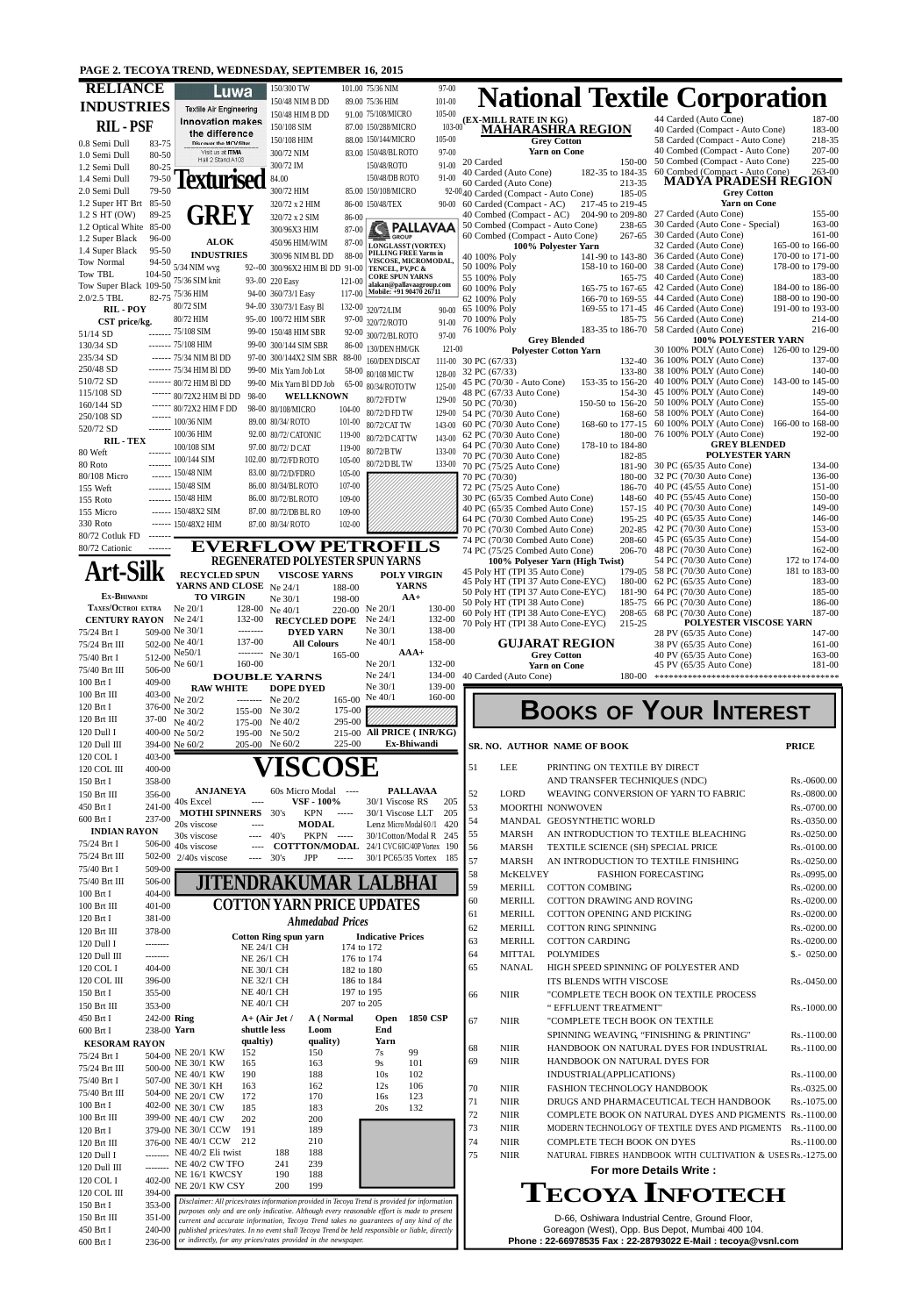## RELIANCE INDUSTRIES

### RIL - PSF

| | |
|---|---|
| 0.8 Semi Dull | 83-75 |
| 1.0 Semi Dull | 80-50 |
| 1.2 Semi Dull | 80-25 |
| 1.4 Semi Dull | 79-50 |
| 2.0 Semi Dull | 79-50 |
| 1.2 Super HT Brt | 85-50 |
| 1.2 S HT (OW) | 89-25 |
| 1.2 Optical White | 85-00 |
| 1.2 Super Black | 96-00 |
| 1.4 Super Black | 95-50 |
| Tow Normal | 94-50 |
| Tow TBL | 104-50 |
| Tow Super Black | 109-50 |
| 2.0/2.5 TBL | 82-75 |

### RIL - POY

CST price/kg.

| | |
|---|---|
| 51/14 SD | ------- |
| 130/34 SD | ------- |
| 235/34 SD | ------ |
| 250/48 SD | ------- |
| 510/72 SD | ------- |
| 115/108 SD | ------ |
| 160/144 SD | ------ |
| 250/108 SD | ------ |
| 520/72 SD | ------- |

### RIL - TEX

| | |
|---|---|
| 80 Weft | ------- |
| 80 Roto | ------- |
| 80/108 Micro | ------ |
| 155 Weft | ------- |
| 155 Roto | ------- |
| 155 Micro | ------ |
| 330 Roto | ------ |
| 80/72 Cotluk FD | ------- |
| 80/72 Cationic | ------- |

Luwa — Textile Air Engineering — Innovation makes the difference — Discover the NEW Site — Visit us at ITMA Hall 2 Stand A103

## Texturised GREY

### ALOK INDUSTRIES

| | |
|---|---|
| 5/34 NIM wvg | 92--00 |
| 75/36 SIM knit | 93-.00 |
| 75/36 HIM | 94-00 |
| 80/72 SIM | 94-.00 |
| 80/72 HIM | 95-.00 |
| 75/108 SIM | 99-00 |
| 75/108 HIM | 99-00 |
| 75/34 NIM Bl DD | 97-00 |
| 75/34 HIM Bl DD | 99-00 |
| 80/72 HIM Bl DD | 99-00 |
| 80/72X2 HIM Bl DD | 98-00 |
| 80/72X2 HIM F DD | 98-00 |
| 100/36 NIM | 89.00 |
| 100/36 HIM | 92.00 |
| 100/108 SIM | 97.00 |
| 100/144 SIM | 102.00 |
| 150/48 NIM | 83.00 |
| 150/48 SIM | 86.00 |
| 150/48 HIM | 86.00 |
| 150/48X2 SIM | 87.00 |
| 150/48X2 HIM | 87.00 |

| | |
|---|---|
| 150/300 TW | 101.00 |
| 150/48 NIM B DD | 89.00 |
| 150/48 HIM B DD | 91.00 |
| 150/108 SIM | 87.00 |
| 150/108 HIM | 88.00 |
| 300/72 NIM | 83.00 |
| 300/72 IM | |
| 84.00 | |
| 300/72 HIM | 85.00 |
| 320/72 x 2 HIM | 86-00 |
| 320/72 x 2 SIM | 86-00 |
| 300/96X3 HIM | 87-00 |
| 450/96 HIM/WIM | 87-00 |
| 300/96 NIM BL DD | 88-00 |
| 300/96X2 HIM Bl DD | 91-00 |
| 220 Easy | 121-00 |
| 360/73/1 Easy | 117-00 |
| 330/73/1 Easy Bl | 132-00 |
| 300/72 HIM SBR | 97-00 |
| 150/48 HIM SBR | 92-00 |
| 300/144 SIM SBR | 86-00 |
| 300/144X2 SIM SBR | 88-00 |
| Mix Yarn Job Lot | 58-00 |
| Mix Yarn Bl DD Job | 65-00 |

### WELLKNOWN

| | |
|---|---|
| 80/108/MICRO | 104-00 |
| 80/34/ ROTO | 101-00 |
| 80/72/ CATONIC | 119-00 |
| 80/72/ D CAT | 119-00 |
| 80/72/FD ROTO | 105-00 |
| 80/72/D/FDRO | 105-00 |
| 80/34/BL ROTO | 107-00 |
| 80/72/BL ROTO | 109-00 |
| 80/72/DB BL RO | 109-00 |
| 80/34/ ROTO | 102-00 |

| | |
|---|---|
| 75/36 NIM | 97-00 |
| 75/108/MICRO | 101-00 |
| 150/288/MICRO | 105-00 |
| 150/144/MICRO | 103-00 |
| 150/48/BL ROTO | 105-00 |
| 150/48/ROTO | 97-00 |
| 150/48/DB ROTO | 91-00 |
| 150/108/MICRO | 91-00 |
| 150/48/TEX | 92-00 |
| | 90-00 |

PALLAVAA GROUP — LONGLASST (VORTEX) PILLING FREE Yarns in VISCOSE, MICROMODAL, TENCEL, PV,PC & CORE SPUN YARNS — alakan@pallavaagroup.com — Mobile: +91 90470 26711

| | |
|---|---|
| 320/72/LIM | 90-00 |
| 320/72/ROTO | 91-00 |
| 300/72/BL ROTO | 97-00 |
| 130/DEN HM/GK | 121-00 |
| 160/DEN DISCAT | 111-00 |
| 80/108 MIC TW | 128-00 |
| 80/34/ROTO TW | 125-00 |
| 80/72/FD TW | 129-00 |
| 80/72/D FD TW | 129-00 |
| 80/72/CAT TW | 143-00 |
| 80/72/D CAT TW | 143-00 |
| 80/72/B TW | 133-00 |
| 80/72/D BL TW | 133-00 |

## EVERFLOW PETROFILS

### REGENERATED POLYESTER SPUN YARNS

**RECYCLED SPUN YARNS AND CLOSE TO VIRGIN**

| | |
|---|---|
| Ne 20/1 | 128-00 |
| Ne 24/1 | 132-00 |
| Ne 30/1 | -------- |
| Ne 40/1 | 137-00 |
| Ne50/1 | -------- |
| Ne 60/1 | 160-00 |

**VISCOSE YARNS**

| | |
|---|---|
| Ne 24/1 | 188-00 |
| Ne 30/1 | 198-00 |
| Ne 40/1 | 220-00 |

**RECYCLED DOPE DYED YARN — All Colours**

| | |
|---|---|
| Ne 30/1 | 165-00 |

**POLY VIRGIN YARNS AA+**

| | |
|---|---|
| Ne 20/1 | 130-00 |
| Ne 24/1 | 132-00 |
| Ne 30/1 | 138-00 |
| Ne 40/1 | 158-00 |

**AAA+**

| | |
|---|---|
| Ne 20/1 | 132-00 |
| Ne 24/1 | 134-00 |
| Ne 30/1 | 139-00 |
| Ne 40/1 | 160-00 |

**DOUBLE YARNS**

| RAW WHITE | | DOPE DYED | |
|---|---|---|---|
| Ne 20/2 | -------- | Ne 20/2 | 165-00 |
| Ne 30/2 | 155-00 | Ne 30/2 | 175-00 |
| Ne 40/2 | 175-00 | Ne 40/2 | 295-00 |
| Ne 50/2 | 195-00 | Ne 50/2 | 215-00 |
| Ne 60/2 | 205-00 | Ne 60/2 | 225-00 |

**All PRICE ( INR/KG) Ex-Bhiwandi**

## Art-Silk

**Ex-Bhiwandi** — **Taxes/Octroi Extra**

### CENTURY RAYON

| | |
|---|---|
| 75/24 Brt I | 509-00 |
| 75/24 Brt III | 502-00 |
| 75/40 Brt I | 512-00 |
| 75/40 Brt III | 506-00 |
| 100 Brt I | 409-00 |
| 100 Brt III | 403-00 |
| 120 Brt I | 376-00 |
| 120 Brt III | 37-00 |
| 120 Dull I | 400-00 |
| 120 Dull III | 394-00 |
| 120 COL I | 403-00 |
| 120 COL III | 400-00 |
| 150 Brt I | 358-00 |
| 150 Brt III | 356-00 |
| 450 Brt I | 241-00 |
| 600 Brt I | 237-00 |

### INDIAN RAYON

| | |
|---|---|
| 75/24 Brt I | 506-00 |
| 75/24 Brt III | 502-00 |
| 75/40 Brt I | 509-00 |
| 75/40 Brt III | 506-00 |
| 100 Brt I | 404-00 |
| 100 Brt III | 401-00 |
| 120 Brt I | 381-00 |
| 120 Brt III | 378-00 |
| 120 Dull I | -------- |
| 120 Dull III | -------- |
| 120 COL I | 404-00 |
| 120 COL III | 396-00 |
| 150 Brt I | 355-00 |
| 150 Brt III | 353-00 |
| 450 Brt I | 242-00 |
| 600 Brt I | 238-00 |

### KESORAM RAYON

| | |
|---|---|
| 75/24 Brt I | 504-00 |
| 75/24 Brt III | 500-00 |
| 75/40 Brt I | 507-00 |
| 75/40 Brt III | 504-00 |
| 100 Brt I | 402-00 |
| 100 Brt III | 399-00 |
| 120 Brt I | 379-00 |
| 120 Brt III | 376-00 |
| 120 Dull I | -------- |
| 120 Dull III | -------- |
| 120 COL I | 402-00 |
| 120 COL III | 394-00 |
| 150 Brt I | 353-00 |
| 150 Brt III | 351-00 |
| 450 Brt I | 240-00 |
| 600 Brt I | 236-00 |

## VISCOSE

**ANJANEYA**

| | |
|---|---|
| 40s Excel | ---- |

**MOTHI SPINNERS**

| | |
|---|---|
| 20s viscose | ---- |
| 30s viscose | ---- |
| 40s viscose | ---- |
| 2/40s viscose | ---- |

| | |
|---|---|
| 60s Micro Modal | ---- |
| **VSF - 100%** | |
| 30's KPN | ----- |
| **MODAL** | |
| 40's PKPN | ----- |
| **COTTTON/MODAL** | |
| 30's JPP | ----- |

**PALLAVAA**

| | |
|---|---|
| 30/1 Viscose RS | 205 |
| 30/1 Viscose LLT | 205 |
| Lenz Micro Modal 60/1 | 420 |
| 30/1Cotton/Modal R | 245 |
| 24/1 CVC 60C/40P Vortex | 190 |
| 30/1 PC65/35 Vortex | 185 |

## JITENDRAKUMAR LALBHAI

### COTTON YARN PRICE UPDATES

*Ahmedabad Prices*

| Cotton Ring spun yarn | Indicative Prices |
|---|---|
| NE 24/1 CH | 174 to 172 |
| NE 26/1 CH | 176 to 174 |
| NE 30/1 CH | 182 to 180 |
| NE 32/1 CH | 186 to 184 |
| NE 40/1 CH | 197 to 195 |
| NE 40/1 CH | 207 to 205 |

| Ring Yarn | A+ (Air Jet / shuttle less qualtiy) | A ( Normal Loom quality) | Open End Yarn | 1850 CSP |
|---|---|---|---|---|
| NE 20/1 KW | 152 | 150 | 7s | 99 |
| NE 30/1 KW | 165 | 163 | 9s | 101 |
| NE 40/1 KW | 190 | 188 | 10s | 102 |
| NE 30/1 KH | 163 | 162 | 12s | 106 |
| NE 20/1 CW | 172 | 170 | 16s | 123 |
| NE 30/1 CW | 185 | 183 | 20s | 132 |
| NE 40/1 CW | 202 | 200 | | |
| NE 30/1 CCW | 191 | 189 | | |
| NE 40/1 CCW | 212 | 210 | | |
| NE 40/2 Eli twist | 188 | 188 | | |
| NE 40/2 CW TFO | 241 | 239 | | |
| NE 16/1 KWCSY | 190 | 188 | | |
| NE 20/1 KW CSY | 200 | 199 | | |

*Disclaimer: All prices/rates information provided in Tecoya Trend is provided for information purposes only and are only indicative. Although every reasonable effort is made to present current and accurate information, Tecoya Trend takes no guarantees of any kind of the published prices/rates. In no event shall Tecoya Trend be held responsible or liable, directly or indirectly, for any prices/rates provided in the newspaper.*

# National Textile Corporation

**(EX-MILL RATE IN KG)**

## MAHARASHRA REGION

### Grey Cotton — Yarn on Cone

| | |
|---|---|
| 20 Carded | 150-00 |
| 40 Carded (Auto Cone) | 182-35 to 184-35 |
| 60 Carded (Auto Cone) | 213-35 |
| 40 Carded (Compact - Auto Cone) | 185-05 |
| 60 Carded (Compact - AC) | 217-45 to 219-45 |
| 40 Combed (Compact - AC) | 204-90 to 209-80 |
| 50 Combed (Compact - Auto Cone) | 238-65 |
| 60 Combed (Compact - Auto Cone) | 267-65 |

### 100% Polyester Yarn

| | |
|---|---|
| 40 100% Poly | 141-90 to 143-80 |
| 50 100% Poly | 158-10 to 160-00 |
| 55 100% Poly | 165-75 |
| 60 100% Poly | 165-75 to 167-65 |
| 62 100% Poly | 166-70 to 169-55 |
| 65 100% Poly | 169-55 to 171-45 |
| 70 100% Poly | 185-75 |
| 76 100% Poly | 183-35 to 186-70 |

### Grey Blended — Polyester Cotton Yarn

| | |
|---|---|
| 30 PC (67/33) | 132-40 |
| 32 PC (67/33) | 133-80 |
| 45 PC (70/30 - Auto Cone) | 153-35 to 156-20 |
| 48 PC (67/33 Auto Cone) | 154-30 |
| 50 PC (70/30) | 150-50 to 156-20 |
| 54 PC (70/30 Auto Cone) | 168-60 |
| 60 PC (70/30 Auto Cone) | 168-60 to 177-15 |
| 62 PC (70/30 Auto Cone) | 180-00 |
| 64 PC (70/30 Auto Cone) | 178-10 to 184-80 |
| 70 PC (70/30 Auto Cone) | 182-85 |
| 70 PC (75/25 Auto Cone) | 181-90 |
| 70 PC (70/30) | 180-00 |
| 72 PC (75/25 Auto Cone) | 186-70 |
| 30 PC (65/35 Combed Auto Cone) | 148-60 |
| 40 PC (65/35 Combed Auto Cone) | 157-15 |
| 64 PC (70/30 Combed Auto Cone) | 195-25 |
| 70 PC (70/30 Combed Auto Cone) | 202-85 |
| 74 PC (70/30 Combed Auto Cone) | 208-60 |
| 74 PC (75/25 Combed Auto Cone) | 206-70 |

### 100% Polyeser Yarn (High Twist)

| | |
|---|---|
| 45 Poly HT (TPI 35 Auto Cone) | 179-05 |
| 45 Poly HT (TPI 37 Auto Cone-EYC) | 180-00 |
| 50 Poly HT (TPI 37 Auto Cone-EYC) | 181-90 |
| 50 Poly HT (TPI 38 Auto Cone) | 185-75 |
| 60 Poly HT (TPI 38 Auto Cone-EYC) | 208-65 |
| 70 Poly HT (TPI 38 Auto Cone-EYC) | 215-25 |

## GUJARAT REGION

### Grey Cotton — Yarn on Cone

| | |
|---|---|
| 40 Carded (Auto Cone) | 180-00 |

| | |
|---|---|
| 44 Carded (Auto Cone) | 187-00 |
| 40 Carded (Compact - Auto Cone) | 183-00 |
| 58 Carded (Compact - Auto Cone) | 218-35 |
| 40 Combed (Compact - Auto Cone) | 207-00 |
| 50 Combed (Compact - Auto Cone) | 225-00 |
| 60 Combed (Compact - Auto Cone) | 263-00 |

## MADYA PRADESH REGION

### Grey Cotton — Yarn on Cone

| | |
|---|---|
| 27 Carded (Auto Cone) | 155-00 |
| 30 Carded (Auto Cone - Special) | 163-00 |
| 30 Carded (Auto Cone) | 161-00 |
| 32 Carded (Auto Cone) | 165-00 to 166-00 |
| 36 Carded (Auto Cone) | 170-00 to 171-00 |
| 38 Carded (Auto Cone) | 178-00 to 179-00 |
| 40 Carded (Auto Cone) | 183-00 |
| 42 Carded (Auto Cone) | 184-00 to 186-00 |
| 44 Carded (Auto Cone) | 188-00 to 190-00 |
| 46 Carded (Auto Cone) | 191-00 to 193-00 |
| 56 Carded (Auto Cone) | 214-00 |
| 58 Carded (Auto Cone) | 216-00 |

### 100% POLYESTER YARN

| | |
|---|---|
| 30 100% POLY (Auto Cone) | 126-00 to 129-00 |
| 36 100% POLY (Auto Cone) | 137-00 |
| 38 100% POLY (Auto Cone) | 140-00 |
| 40 100% POLY (Auto Cone) | 143-00 to 145-00 |
| 45 100% POLY (Auto Cone) | 149-00 |
| 50 100% POLY (Auto Cone) | 155-00 |
| 58 100% POLY (Auto Cone) | 164-00 |
| 60 100% POLY (Auto Cone) | 166-00 to 168-00 |
| 76 100% POLY (Auto Cone) | 192-00 |

### GREY BLENDED POLYESTER YARN

| | |
|---|---|
| 30 PC (65/35 Auto Cone) | 134-00 |
| 32 PC (70/30 Auto Cone) | 136-00 |
| 40 PC (45/55 Auto Cone) | 151-00 |
| 40 PC (55/45 Auto Cone) | 150-00 |
| 40 PC (70/30 Auto Cone) | 149-00 |
| 40 PC (65/35 Auto Cone) | 146-00 |
| 42 PC (70/30 Auto Cone) | 153-00 |
| 45 PC (65/35 Auto Cone) | 154-00 |
| 48 PC (70/30 Auto Cone) | 162-00 |
| 54 PC (70/30 Auto Cone) | 172 to 174-00 |
| 58 PC (70/30 Auto Cone) | 181 to 183-00 |
| 62 PC (65/35 Auto Cone) | 183-00 |
| 64 PC (70/30 Auto Cone) | 185-00 |
| 66 PC (70/30 Auto Cone) | 186-00 |
| 68 PC (70/30 Auto Cone) | 187-00 |

### POLYESTER VISCOSE YARN

| | |
|---|---|
| 28 PV (65/35 Auto Cone) | 147-00 |
| 38 PV (65/35 Auto Cone) | 161-00 |
| 40 PV (65/35 Auto Cone) | 163-00 |
| 45 PV (65/35 Auto Cone) | 181-00 |

## BOOKS OF YOUR INTEREST

| SR. NO. | AUTHOR | NAME OF BOOK | PRICE |
|---|---|---|---|
| 51 | LEE | PRINTING ON TEXTILE BY DIRECT AND TRANSFER TECHNIQUES (NDC) | Rs.-0600.00 |
| 52 | LORD | WEAVING CONVERSION OF YARN TO FABRIC | Rs.-0800.00 |
| 53 | MOORTHI | NONWOVEN | Rs.-0700.00 |
| 54 | MANDAL | GEOSYNTHETIC WORLD | Rs.-0350.00 |
| 55 | MARSH | AN INTRODUCTION TO TEXTILE BLEACHING | Rs.-0250.00 |
| 56 | MARSH | TEXTILE SCIENCE (SH) SPECIAL PRICE | Rs.-0100.00 |
| 57 | MARSH | AN INTRODUCTION TO TEXTILE FINISHING | Rs.-0250.00 |
| 58 | McKELVEY | FASHION FORECASTING | Rs.-0995.00 |
| 59 | MERILL | COTTON COMBING | Rs.-0200.00 |
| 60 | MERILL | COTTON DRAWING AND ROVING | Rs.-0200.00 |
| 61 | MERILL | COTTON OPENING AND PICKING | Rs.-0200.00 |
| 62 | MERILL | COTTON RING SPINNING | Rs.-0200.00 |
| 63 | MERILL | COTTON CARDING | Rs.-0200.00 |
| 64 | MITTAL | POLYMIDES | $.- 0250.00 |
| 65 | NANAL | HIGH SPEED SPINNING OF POLYESTER AND ITS BLENDS WITH VISCOSE | Rs.-0450.00 |
| 66 | NIIR | "COMPLETE TECH BOOK ON TEXTILE PROCESS " EFFLUENT TREATMENT" | Rs.-1000.00 |
| 67 | NIIR | "COMPLETE TECH BOOK ON TEXTILE SPINNING WEAVING, "FINISHING & PRINTING" | Rs.-1100.00 |
| 68 | NIIR | HANDBOOK ON NATURAL DYES FOR INDUSTRIAL | Rs.-1100.00 |
| 69 | NIIR | HANDBOOK ON NATURAL DYES FOR INDUSTRIAL(APPLICATIONS) | Rs.-1100.00 |
| 70 | NIIR | FASHION TECHNOLOGY HANDBOOK | Rs.-0325.00 |
| 71 | NIIR | DRUGS AND PHARMACEUTICAL TECH HANDBOOK | Rs.-1075.00 |
| 72 | NIIR | COMPLETE BOOK ON NATURAL DYES AND PIGMENTS | Rs.-1100.00 |
| 73 | NIIR | MODERN TECHNOLOGY OF TEXTILE DYES AND PIGMENTS | Rs.-1100.00 |
| 74 | NIIR | COMPLETE TECH BOOK ON DYES | Rs.-1100.00 |
| 75 | NIIR | NATURAL FIBRES HANDBOOK WITH CULTIVATION & USES | Rs.-1275.00 |

**For more Details Write :**

## TECOYA INFOTECH

D-66, Oshiwara Industrial Centre, Ground Floor, Goreagon (West), Opp. Bus Depot, Mumbai 400 104.

**Phone : 22-66978535 Fax : 22-28793022 E-Mail : tecoya@vsnl.com**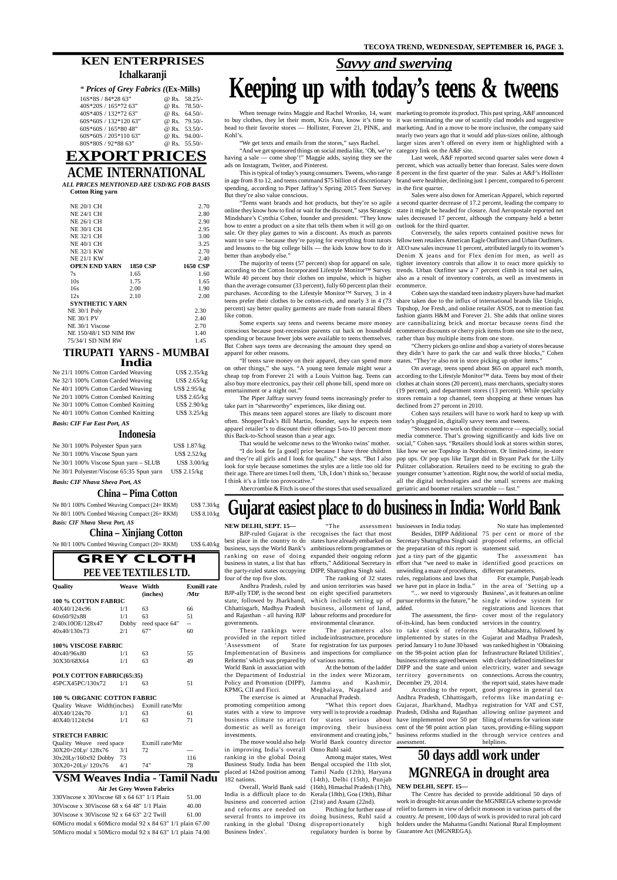## KEN ENTERPRISES

### Ichalkaranji

*\* Prices of Grey Fabrics ((Ex-Mills)*

| | |
|---|---|
| 16S*8S / 84*28 63" | @ Rs. 58.25/- |
| 40S*20S / 165*72 63" | @ Rs. 78.50/- |
| 40S*40S / 132*72 63" | @ Rs. 64.50/- |
| 60S*60S / 132*120 63" | @ Rs. 79.50/- |
| 60S*60S / 165*80 48" | @ Rs. 53.50/- |
| 60S*60S / 205*110 63" | @ Rs. 94.00/- |
| 80S*80S / 92*88 63" | @ Rs. 55.50/- |

# EXPORT PRICES

## ACME INTERNATIONAL

*ALL PRICES MENTIONED ARE USD/KG FOB BASIS*

**Cotton Ring yarn**

| | | |
|---|---|---|
| NE 20/1 CH | | 2.70 |
| NE 24/1 CH | | 2.80 |
| NE 26/1 CH | | 2.90 |
| NE 30/1 CH | | 2.95 |
| NE 32/1 CH | | 3.00 |
| NE 40/1 CH | | 3.25 |
| NE 32/1 KW | | 2.70 |
| NE 21/1 KW | | 2.40 |
| **OPEN END YARN** | **1850 CSP** | **1650 CSP** |
| 7s | 1.65 | 1.60 |
| 10s | 1.75 | 1.65 |
| 16s | 2.00 | 1.90 |
| 12s | 2.10 | 2.00 |
| **SYNTHETIC YARN** | | |
| NE 30/1 Poly | | 2.30 |
| NE 30/1 PV | | 2.40 |
| NE 30/1 Viscose | | 2.70 |
| NE 150/48/1 SD NIM RW | | 1.40 |
| 75/34/1 SD NIM RW | | 1.45 |

## TIRUPATI YARNS - MUMBAI India

| | |
|---|---|
| Ne 21/1 100% Cotton Carded Weaving | US$ 2.35/kg |
| Ne 32/1 100% Cotton Carded Weaving | US$ 2.65/kg |
| Ne 40/1 100% Cotton Carded Weaving | US$ 2.95/kg |
| Ne 20/1 100% Cotton Combed Knitting | US$ 2.65/kg |
| Ne 30/1 100% Cotton Combed Knitting | US$ 2.90/kg |
| Ne 40/1 100% Cotton Combed Knitting | US$ 3.25/kg |

***Basis: CIF Far East Port, AS***

### Indonesia

| | |
|---|---|
| Ne 30/1 100% Polyester Spun yarn | US$ 1.87/kg |
| Ne 30/1 100% Viscose Spun yarn | US$ 2.52/kg |
| Ne 30/1 100% Viscose Spun yarn – SLUB | US$ 3.00/kg |
| Ne 30/1 Polyester/Viscose 65:35 Spun yarn | US$ 2.15/kg |

***Basis: CIF Nhava Sheva Port, AS***

### China – Pima Cotton

| | |
|---|---|
| Ne 80/1 100% Combed Weaving Compact (24+ RKM) | US$ 7.30/kg |
| Ne 80/1 100% Combed Weaving Compact (26+ RKM) | US$ 8.10/kg |

***Basis: CIF Nhava Sheva Port, AS***

### China – Xinjiang Cotton

| | |
|---|---|
| Ne 80/1 100% Combed Weaving Compact (20+ RKM) | US$ 6.40/kg |

# GREY CLOTH

## PEE VEE TEXTILES LTD.

| Quality | Weave | Width (inches) | Exmill rate /Mtr |
|---|---|---|---|
| **100 % COTTON FABRIC** | | | |
| 40X40/124x96 | 1/1 | 63 | 66 |
| 60x60/92x88 | 1/1 | 63 | 51 |
| 2/40x10OE/128x47 | Dobby | reed space 64" | -- |
| 40x40/130x73 | 2/1 | 67" | 60 |
| **100% VISCOSE FABRIC** | | | |
| 40x40/96x80 | 1/1 | 63 | 55 |
| 30X30/68X64 | 1/1 | 63 | 49 |
| **POLY COTTON FABRIC(65:35)** | | | |
| 45PCX45PC/130x72 | 1/1 | 63 | 51 |
| **100 % ORGANIC COTTON FABRIC** | | | |
| Quality Weave Width(inches) | | Exmill rate/Mtr | |
| 40X40/124x70 | 1/1 | 63 | 61 |
| 40X40/1124x94 | 1/1 | 63 | 71 |
| **STRETCH FABRIC** | | | |
| Quality Weave reed space | | Exmill rate/Mtr | |
| 30X20+20Ly/ 128x76 | 3/1 | 72 | --- |
| 30x20Ly/160x92 Dobby | 73 | | 116 |
| 30X20+20Ly/ 120x76 | 4/1 | 74" | 78 |

## VSM Weaves India - Tamil Nadu

**Air Jet Grey Woven Fabrics**

| | |
|---|---|
| 330Viscose x 30Viscose 68 x 64 63" 1/1 Plain | 51.00 |
| 30Viscose x 30Viscose 68 x 64 48" 1/1 Plain | 40.00 |
| 30Viscose x 30Viscose 92 x 64 63" 2/2 Twill | 61.00 |
| 60Micro modal x 60Micro modal 92 x 84 63" 1/1 plain | 67.00 |
| 50Micro modal x 50Micro modal 92 x 84 63" 1/1 plain | 74.00 |

## *Savvy and swerving*

# Keeping up with today's teens & tweens

When teenage twins Maggie and Rachel Wronko, 14, want to buy clothes, they let their mom, Kris Ann, know it's time to head to their favorite stores — Hollister, Forever 21, PINK, and Kohl's.

"We get texts and emails from the stores," says Rachel.

"And we get sponsored things on social media like, 'Oh, we're having a sale — come shop'!" Maggie adds, saying they see the ads on Instagram, Twitter, and Pinterest.

This is typical of today's young consumers. Tweens, who range in age from 8 to 12, and teens command $75 billion of discretionary spending, according to Piper Jaffray's Spring 2015 Teen Survey. But they're also value conscious.

"Teens want brands and hot products, but they're so agile online they know how to find or wait for the discount," says Strategic Mindshare's Cynthia Cohen, founder and president. "They know how to enter a product on a site that tells them when it will go on sale. Or they play games to win a discount. As much as parents want to save — because they're paying for everything from tutors and lessons to the big college bills — the kids know how to do it better than anybody else."

The majority of teens (57 percent) shop for apparel on sale, according to the Cotton Incorporated Lifestyle Monitor™ Survey. While 40 percent buy their clothes on impulse, which is higher than the average consumer (33 percent), fully 60 percent plan their purchases. According to the Lifestyle Monitor™ Survey, 3 in 4 teens prefer their clothes to be cotton-rich, and nearly 3 in 4 (73 percent) say better quality garments are made from natural fibers like cotton.

Some experts say teens and tweens became more money conscious because post-recession parents cut back on household spending or because fewer jobs were available to teens themselves. But Cohen says teens are decreasing the amount they spend on apparel for other reasons.

"If teens save money on their apparel, they can spend more on other things," she says. "A young teen female might wear a cheap top from Forever 21 with a Louis Vuitton bag. Teens can also buy more electronics, pay their cell phone bill, spend more on entertainment or a night out."

The Piper Jaffray survey found teens increasingly prefer to take part in "shareworthy" experiences, like dining out.

This means teen apparel stores are likely to discount more often. ShopperTrak's Bill Martin, founder, says he expects teen apparel retailer's to discount their offerings 5-to-10 percent more this Back-to-School season than a year ago.

That would be welcome news to the Wronko twins' mother.

"I do look for [a good] price because I have three children and they're all girls and I look for quality," she says. "But I also look for style because sometimes the styles are a little too old for their age. There are times I tell them, 'Uh, I don't think so,' because I think it's a little too provocative."

Abercrombie & Fitch is one of the stores that used sexualized marketing to promote its product. This past spring, A&F announced it was terminating the use of scantily clad models and suggestive marketing. And in a move to be more inclusive, the company said nearly two years ago that it would add plus-sizes online, although larger sizes aren't offered on every item or highlighted with a category link on the A&F site.

Last week, A&F reported second quarter sales were down 4 percent, which was actually better than forecast. Sales were down 8 percent in the first quarter of the year. Sales at A&F's Hollister brand were healthier, declining just 1 percent, compared to 6 percent in the first quarter.

Sales were also down for American Apparel, which reported a second quarter decrease of 17.2 percent, leading the company to state it might be headed for closure. And Aeropostale reported net sales decreased 17 percent, although the company held a better outlook for the third quarter.

Conversely, the sales reports contained positive news for fellow teen retailers American Eagle Outfitters and Urban Outfitters. AEO saw sales increase 11 percent, attributed largely to its women's Denim X jeans and for Flex denim for men, as well as tighter inventory controls that allow it to react more quickly to trends. Urban Outfitter saw a 7 percent climb in total net sales, also as a result of inventory controls, as well as investments in ecommerce.

Cohen says the standard teen industry players have had market share taken due to the influx of international brands like Uniqlo, Topshop, Joe Fresh, and online retailer ASOS, not to mention fast fashion giants H&M and Forever 21. She adds that online stores are cannibalizing brick and mortar because teens find the ecommerce discounts or cherry pick items from one site to the next, rather than buy multiple items from one store.

"Cherry pickers go online and shop a variety of stores because they didn't have to park the car and walk three blocks," Cohen states. "They're also not in store picking up other items."

On average, teens spend about $65 on apparel each month, according to the Lifestyle Monitor™ data. Teens buy most of their clothes at chain stores (20 percent), mass merchants, specialty stores (19 percent), and department stores (13 percent). While specialty stores remain a top channel, teen shopping at these venues has declined from 27 percent in 2010.

Cohen says retailers will have to work hard to keep up with today's plugged in, digitally savvy teens and tweens.

"Stores need to work on their ecommerce — especially, social media commerce. That's growing significantly and kids live on social," Cohen says. "Retailers should look at stores within stores, like how we see Topshop in Nordstrom. Or limited-time, in-store pop ups. Or pop ups like Target did in Bryant Park for the Lilly Pulitzer collaboration. Retailers need to be exciting to grab the younger consumer's attention. Right now, the world of social media, all the digital technologies and the small screens are making geriatric and boomer retailers scramble — fast."

# Gujarat easiest place to do business in India: World Bank

**NEW DELHI, SEPT. 15—**

BJP-ruled Gujarat is the best place in the country to do business, says the World Bank's ranking on ease of doing business in states, a list that has the party-ruled states occupying four of the top five slots.

Andhra Pradesh, ruled by BJP-ally TDP, is the second best state, followed by Jharkhand, Chhattisgarh, Madhya Pradesh and Rajasthan - all having BJP governments.

These rankings were provided in the report titled 'Assessment of State Implementation of Business Reforms' which was prepared by World Bank in association with the Department of Industrial Policy and Promotion (DIPP), KPMG, CII and Ficci.

The exercise is aimed at promoting competition among states with a view to improve business climate to attract domestic as well as foreign investments.

The move would also help in improving India's overall ranking in the global Doing Business Study. India has been placed at 142nd position among 182 nations.

Overall, World Bank said India is a difficult place to do business and concerted action and reforms are needed on several fronts to improve its ranking in the global 'Doing Business Index'.

"The assessment recognises the fact that most states have already embarked on ambitious reform programmes or expanded their ongoing reform efforts," Additional Secretary in DIPP, Shatrughna Singh said.

The ranking of 32 states and union territories was based on eight specified parameters which include setting up of business, allotment of land, labour reforms and procedure for environmental clearance.

The parameters also include infrastructure, procedure for registration for tax purposes and inspections for compliance of various norms.

At the bottom of the ladder in the index were Mizoram, Jammu and Kashmir, Meghalaya, Nagaland and Arunachal Pradesh.

"What this report does very well is to provide a roadmap for states serious about improving their business environment and creating jobs," World Bank country director Onno Ruhl said.

Among major states, West Bengal occupied the 11th slot, Tamil Nadu (12th), Haryana (14th), Delhi (15th), Punjab (16th), Himachal Pradesh (17th), Kerala (18th), Goa (19th), Bihar (21st) and Assam (22nd).

Pitching for further ease of doing business, Ruhl said a disproportionately high regulatory burden is borne by businesses in India today.

Besides, DIPP Additional Secretary Shatrughna Singh said the preparation of this report is just a tiny part of the gigantic effort that "we need to make in unwinding a maze of procedures, rules, regulations and laws that we have put in place in India."

"... we need to vigorously pursue reforms in the future," he added.

The assessment, the first-of-its-kind, has been conducted to take stock of reforms implemented by states in the period January 1 to June 30 based on the 98-point action plan for business reforms agreed between DIPP and the state and union territory governments on December 29, 2014.

According to the report, Andhra Pradesh, Chhattisgarh, Gujarat, Jharkhand, Madhya Pradesh, Odisha and Rajasthan have implemented over 50 per cent of the 98 point action plan business reforms studied in the assessment.

No state has implemented 75 per cent or more of the proposed reforms, an official statement said.

The assessment has identified good practices on different parameters.

For example, Punjab leads in the area of 'Setting up a Business', as it features an online single window system for registrations and licences that cover most of the regulatory services in the country.

Maharashtra, followed by Gujarat and Madhya Pradesh, was ranked highest in 'Obtaining Infrastructure Related Utilities', with clearly defined timelines for electricity, water and sewage connections. Across the country, the report said, states have made good progress in general tax reforms like mandating e-registration for VAT and CST, allowing online payment and filing of returns for various state taxes, providing e-filing support through service centres and helplines.

# 50 days addl work under MGNREGA in drought area

**NEW DELHI, SEPT. 15—**

The Centre has decided to provide additional 50 days of work in drought-hit areas under the MGNREGA scheme to provide relief to farmers in view of deficit monsoon in various parts of the country. At present, 100 days of work is provided to rural job card holders under the Mahatma Gandhi National Rural Employment Guarantee Act (MGNREGA).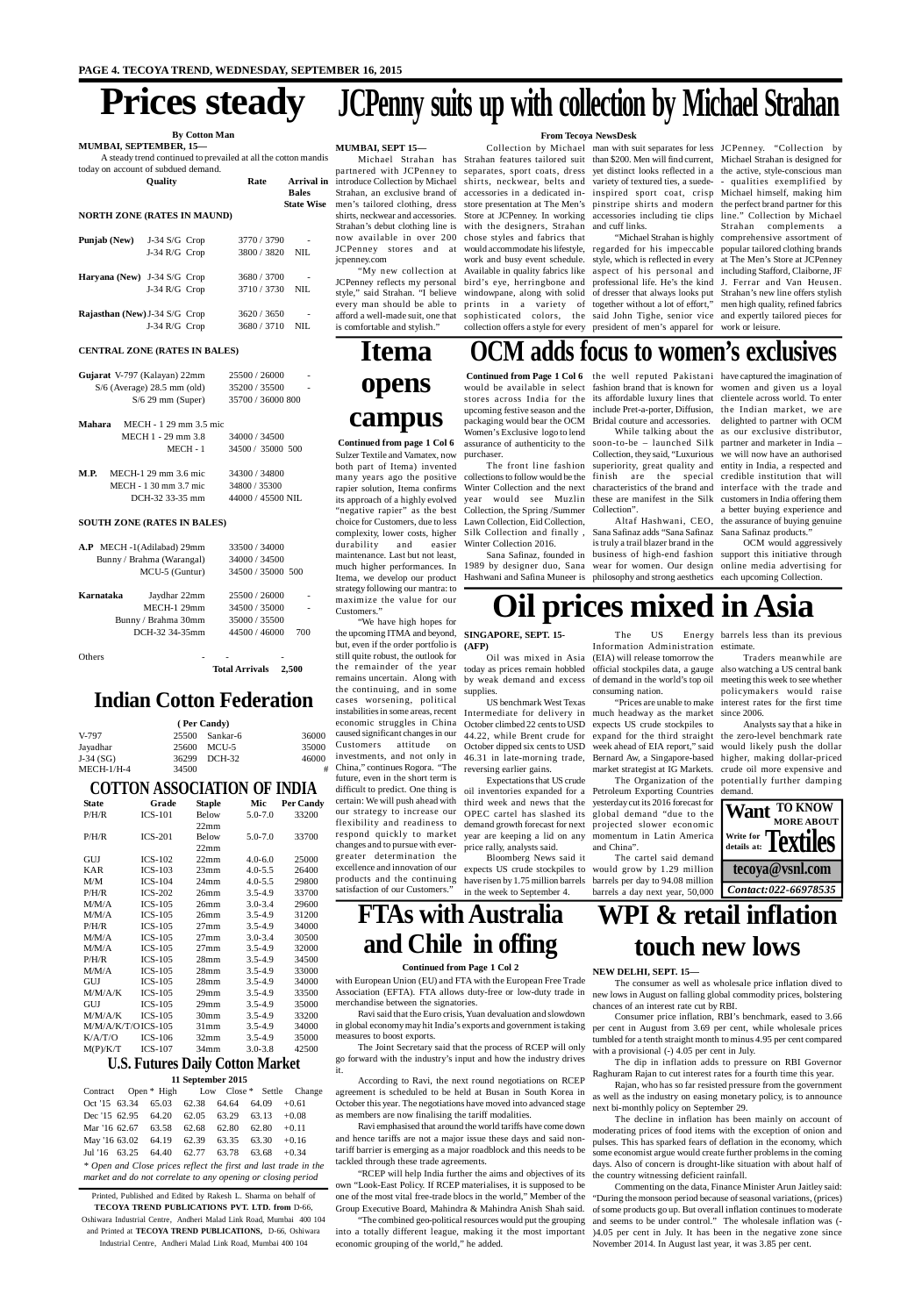# Prices steady

By Cotton Man

**MUMBAI, SEPTEMBER, 15—**

A steady trend continued to prevailed at all the cotton mandis today on account of subdued demand.

| Quality | | Rate | Arrival in Bales State Wise |
|---|---|---|---|
| **NORTH ZONE (RATES IN MAUND)** | | | |
| **Punjab (New)** | J-34 S/G Crop | 3770 / 3790 | - |
| | J-34 R/G Crop | 3800 / 3820 | NIL |
| **Haryana (New)** | J-34 S/G Crop | 3680 / 3700 | - |
| | J-34 R/G Crop | 3710 / 3730 | NIL |
| **Rajasthan (New)** | J-34 S/G Crop | 3620 / 3650 | - |
| | J-34 R/G Crop | 3680 / 3710 | NIL |
| **CENTRAL ZONE (RATES IN BALES)** | | | |
| **Gujarat** | V-797 (Kalayan) 22mm | 25500 / 26000 | - |
| | S/6 (Average) 28.5 mm (old) | 35200 / 35500 | - |
| | S/6 29 mm (Super) | 35700 / 36000 | 800 |
| **Mahara** | MECH - 1 29 mm 3.5 mic | | |
| | MECH 1 - 29 mm 3.8 | 34000 / 34500 | |
| | MECH - 1 | 34500 / 35000 | 500 |
| **M.P.** | MECH-1 29 mm 3.6 mic | 34300 / 34800 | |
| | MECH - 1 30 mm 3.7 mic | 34800 / 35300 | |
| | DCH-32 33-35 mm | 44000 / 45500 | NIL |
| **SOUTH ZONE (RATES IN BALES)** | | | |
| **A.P** | MECH -1(Adilabad) 29mm | 33500 / 34000 | |
| | Bunny / Brahma (Warangal) | 34000 / 34500 | |
| | MCU-5 (Guntur) | 34500 / 35000 | 500 |
| **Karnataka** | Jaydhar 22mm | 25500 / 26000 | - |
| | MECH-1 29mm | 34500 / 35000 | - |
| | Bunny / Brahma 30mm | 35000 / 35500 | |
| | DCH-32 34-35mm | 44500 / 46000 | 700 |
| Others | - | - | - |
| | | **Total Arrivals** | **2,500** |

# Indian Cotton Federation

**( Per Candy)**

| | | | |
|---|---|---|---|
| V-797 | 25500 | Sankar-6 | 36000 |
| Jayadhar | 25600 | MCU-5 | 35000 |
| J-34 (SG) | 36299 | DCH-32 | 46000 |
| MECH-1/H-4 | 34500 | | # |

# COTTON ASSOCIATION OF INDIA

| State | Grade | Staple | Mic | Per Candy |
|---|---|---|---|---|
| P/H/R | ICS-101 | Below 22mm | 5.0-7.0 | 33200 |
| P/H/R | ICS-201 | Below 22mm | 5.0-7.0 | 33700 |
| GUJ | ICS-102 | 22mm | 4.0-6.0 | 25000 |
| KAR | ICS-103 | 23mm | 4.0-5.5 | 26400 |
| M/M | ICS-104 | 24mm | 4.0-5.5 | 29800 |
| P/H/R | ICS-202 | 26mm | 3.5-4.9 | 33700 |
| M/M/A | ICS-105 | 26mm | 3.0-3.4 | 29600 |
| M/M/A | ICS-105 | 26mm | 3.5-4.9 | 31200 |
| P/H/R | ICS-105 | 27mm | 3.5-4.9 | 34000 |
| M/M/A | ICS-105 | 27mm | 3.0-3.4 | 30500 |
| M/M/A | ICS-105 | 27mm | 3.5-4.9 | 32000 |
| P/H/R | ICS-105 | 28mm | 3.5-4.9 | 34500 |
| M/M/A | ICS-105 | 28mm | 3.5-4.9 | 33000 |
| GUJ | ICS-105 | 28mm | 3.5-4.9 | 34000 |
| M/M/A/K | ICS-105 | 29mm | 3.5-4.9 | 33500 |
| GUJ | ICS-105 | 29mm | 3.5-4.9 | 35000 |
| M/M/A/K | ICS-105 | 30mm | 3.5-4.9 | 33200 |
| M/M/A/K/T/O | ICS-105 | 31mm | 3.5-4.9 | 34000 |
| K/A/T/O | ICS-106 | 32mm | 3.5-4.9 | 35000 |
| M(P)/K/T | ICS-107 | 34mm | 3.0-3.8 | 42500 |

# U.S. Futures Daily Cotton Market

**11 September 2015**

| Contract | Open * | High | Low | Close * | Settle | Change |
|---|---|---|---|---|---|---|
| Oct '15 | 63.34 | 65.03 | 62.38 | 64.64 | 64.09 | +0.61 |
| Dec '15 | 62.95 | 64.20 | 62.05 | 63.29 | 63.13 | +0.08 |
| Mar '16 | 62.67 | 63.58 | 62.68 | 62.80 | 62.80 | +0.11 |
| May '16 | 63.02 | 64.19 | 62.39 | 63.35 | 63.30 | +0.16 |
| Jul '16 | 63.25 | 64.40 | 62.77 | 63.78 | 63.68 | +0.34 |

*\* Open and Close prices reflect the first and last trade in the market and do not correlate to any opening or closing period*

Printed, Published and Edited by Rakesh L. Sharma on behalf of **TECOYA TREND PUBLICATIONS PVT. LTD. from** D-66, Oshiwara Industrial Centre, Andheri Malad Link Road, Mumbai 400 104 and Printed at **TECOYA TREND PUBLICATIONS,** D-66, Oshiwara Industrial Centre, Andheri Malad Link Road, Mumbai 400 104

# JCPenny suits up with collection by Michael Strahan

From Tecoya NewsDesk

**MUMBAI, SEPT 15—**

Michael Strahan has partnered with JCPenney to introduce Collection by Michael Strahan, an exclusive brand of men's tailored clothing, dress shirts, neckwear and accessories. Strahan's debut clothing line is now available in over 200 JCPenney stores and at jcpenney.com

"My new collection at JCPenney reflects my personal style," said Strahan. "I believe every man should be able to afford a well-made suit, one that is comfortable and stylish."

Collection by Michael Strahan features tailored suit separates, sport coats, dress shirts, neckwear, belts and accessories in a dedicated in-store presentation at The Men's Store at JCPenney. In working with the designers, Strahan chose styles and fabrics that would accommodate his lifestyle, work and busy event schedule. Available in quality fabrics like bird's eye, herringbone and windowpane, along with solid prints in a variety of sophisticated colors, the collection offers a style for every man with suit separates for less than $200. Men will find current, yet distinct looks reflected in a variety of textured ties, a suede-inspired sport coat, crisp pinstripe shirts and modern accessories including tie clips and cuff links.

"Michael Strahan is highly regarded for his impeccable style, which is reflected in every aspect of his personal and professional life. He's the kind of dresser that always looks put together without a lot of effort," said John Tighe, senior vice president of men's apparel for JCPenney. "Collection by Michael Strahan is designed for the active, style-conscious man - qualities exemplified by Michael himself, making him the perfect brand partner for this line." Collection by Michael Strahan complements a comprehensive assortment of popular tailored clothing brands at The Men's Store at JCPenney including Stafford, Claiborne, JF J. Ferrar and Van Heusen. Strahan's new line offers stylish men high quality, refined fabrics and expertly tailored pieces for work or leisure.

# Itema opens campus

**Continued from page 1 Col 6**

Sulzer Textile and Vamatex, now both part of Itema) invented many years ago the positive rapier solution, Itema confirms its approach of a highly evolved "negative rapier" as the best choice for Customers, due to less complexity, lower costs, higher durability and easier maintenance. Last but not least, much higher performances. In Itema, we develop our product strategy following our mantra: to maximize the value for our Customers."

"We have high hopes for the upcoming ITMA and beyond, but, even if the order portfolio is still quite robust, the outlook for the remainder of the year remains uncertain. Along with the continuing, and in some cases worsening, political instabilities in some areas, recent economic struggles in China caused significant changes in our Customers attitude on investments, and not only in China," continues Rogora. "The future, even in the short term is difficult to predict. One thing is certain: We will push ahead with our strategy to increase our flexibility and readiness to respond quickly to market changes and to pursue with ever-greater determination the excellence and innovation of our products and the continuing satisfaction of our Customers."

# OCM adds focus to women's exclusives

**Continued from Page 1 Col 6** would be available in select stores across India for the upcoming festive season and the packaging would bear the OCM Women's Exclusive logo to lend assurance of authenticity to the purchaser.

The front line fashion collections to follow would be the Winter Collection and the next year would see Muzlin Collection, the Spring /Summer Lawn Collection, Eid Collection, Silk Collection and finally, Winter Collection 2016.

Sana Safinaz, founded in 1989 by designer duo, Sana Hashwani and Safina Muneer is the well reputed Pakistani fashion brand that is known for its affordable luxury lines that include Pret-a-porter, Diffusion, Bridal couture and accessories.

While talking about the soon-to-be – launched Silk Collection, they said, "Luxurious superiority, great quality and finish are the special characteristics of the brand and these are manifest in the Silk Collection".

Altaf Hashwani, CEO, Sana Safinaz adds "Sana Safinaz is truly a trail blazer brand in the business of high-end fashion wear for women. Our design philosophy and strong aesthetics have captured the imagination of women and given us a loyal clientele across world. To enter the Indian market, we are delighted to partner with OCM as our exclusive distributor, partner and marketer in India – we will now have an authorised entity in India, a respected and credible institution that will interface with the trade and customers in India offering them a better buying experience and the assurance of buying genuine Sana Safinaz products."

OCM would aggressively support this initiative through online media advertising for each upcoming Collection.

# Oil prices mixed in Asia

**SINGAPORE, SEPT. 15- (AFP)**

Oil was mixed in Asia today as prices remain hobbled by weak demand and excess supplies.

US benchmark West Texas Intermediate for delivery in October climbed 22 cents to USD 44.22, while Brent crude for October dipped six cents to USD 46.31 in late-morning trade, reversing earlier gains.

Expectations that US crude oil inventories expanded for a third week and news that the OPEC cartel has slashed its demand growth forecast for next year are keeping a lid on any price rally, analysts said.

Bloomberg News said it expects US crude stockpiles to have risen by 1.75 million barrels in the week to September 4.

The US Energy Information Administration (EIA) will release tomorrow the official stockpiles data, a gauge of demand in the world's top oil consuming nation.

"Prices are unable to make much headway as the market expects US crude stockpiles to expand for the third straight week ahead of EIA report," said Bernard Aw, a Singapore-based market strategist at IG Markets.

The Organization of the Petroleum Exporting Countries yesterday cut its 2016 forecast for global demand "due to the projected slower economic momentum in Latin America and China".

The cartel said demand would grow by 1.29 million barrels per day to 94.08 million barrels a day next year, 50,000 barrels less than its previous estimate.

Traders meanwhile are also watching a US central bank meeting this week to see whether policymakers would raise interest rates for the first time since 2006.

Analysts say that a hike in the zero-level benchmark rate would likely push the dollar higher, making dollar-priced crude oil more expensive and potentially further damping demand.

**Want** TO KNOW MORE ABOUT **Textiles**
Write for details at:
**tecoya@vsnl.com**
*Contact:022-66978535*

# FTAs with Australia and Chile in offing

**Continued from Page 1 Col 2**

with European Union (EU) and FTA with the European Free Trade Association (EFTA). FTA allows duty-free or low-duty trade in merchandise between the signatories.

Ravi said that the Euro crisis, Yuan devaluation and slowdown in global economy may hit India's exports and government is taking measures to boost exports.

The Joint Secretary said that the process of RCEP will only go forward with the industry's input and how the industry drives it.

According to Ravi, the next round negotiations on RCEP agreement is scheduled to be held at Busan in South Korea in October this year. The negotiations have moved into advanced stage as members are now finalising the tariff modalities.

Ravi emphasised that around the world tariffs have come down and hence tariffs are not a major issue these days and said non-tariff barrier is emerging as a major roadblock and this needs to be tackled through these trade agreements.

"RCEP will help India further the aims and objectives of its own "Look-East Policy. If RCEP materialises, it is supposed to be one of the most vital free-trade blocs in the world," Member of the Group Executive Board, Mahindra & Mahindra Anish Shah said.

"The combined geo-political resources would put the grouping into a totally different league, making it the most important economic grouping of the world," he added.

# WPI & retail inflation touch new lows

**NEW DELHI, SEPT. 15—**

The consumer as well as wholesale price inflation dived to new lows in August on falling global commodity prices, bolstering chances of an interest rate cut by RBI.

Consumer price inflation, RBI's benchmark, eased to 3.66 per cent in August from 3.69 per cent, while wholesale prices tumbled for a tenth straight month to minus 4.95 per cent compared with a provisional (-) 4.05 per cent in July.

The dip in inflation adds to pressure on RBI Governor Raghuram Rajan to cut interest rates for a fourth time this year.

Rajan, who has so far resisted pressure from the government as well as the industry on easing monetary policy, is to announce next bi-monthly policy on September 29.

The decline in inflation has been mainly on account of moderating prices of food items with the exception of onion and pulses. This has sparked fears of deflation in the economy, which some economist argue would create further problems in the coming days. Also of concern is drought-like situation with about half of the country witnessing deficient rainfall.

Commenting on the data, Finance Minister Arun Jaitley said: "During the monsoon period because of seasonal variations, (prices) of some products go up. But overall inflation continues to moderate and seems to be under control." The wholesale inflation was (-)4.05 per cent in July. It has been in the negative zone since November 2014. In August last year, it was 3.85 per cent.